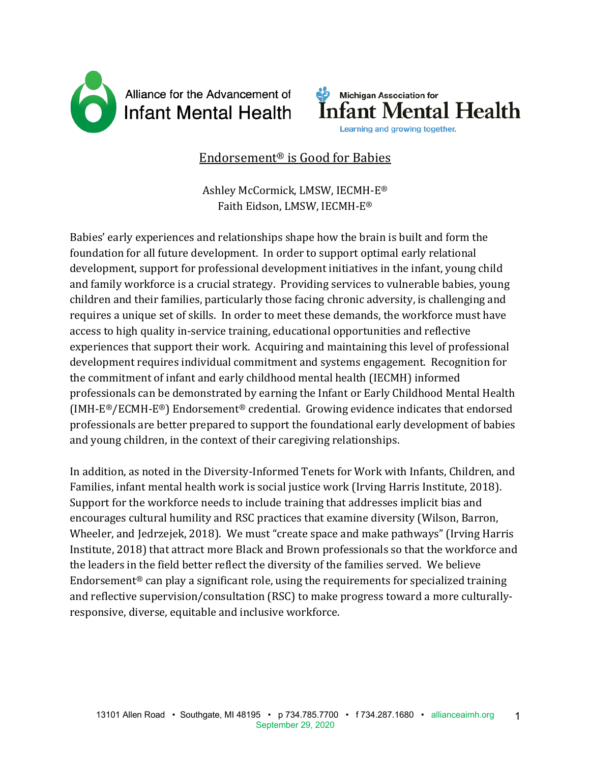Alliance for the Advancement of Infant Mental Health

Michigan Association for Infant Mental Health
Learning and growing together.

# Endorsement® is Good for Babies

Ashley McCormick, LMSW, IECMH-E®
Faith Eidson, LMSW, IECMH-E®

Babies' early experiences and relationships shape how the brain is built and form the foundation for all future development. In order to support optimal early relational development, support for professional development initiatives in the infant, young child and family workforce is a crucial strategy. Providing services to vulnerable babies, young children and their families, particularly those facing chronic adversity, is challenging and requires a unique set of skills. In order to meet these demands, the workforce must have access to high quality in-service training, educational opportunities and reflective experiences that support their work. Acquiring and maintaining this level of professional development requires individual commitment and systems engagement. Recognition for the commitment of infant and early childhood mental health (IECMH) informed professionals can be demonstrated by earning the Infant or Early Childhood Mental Health (IMH-E®/ECMH-E®) Endorsement® credential. Growing evidence indicates that endorsed professionals are better prepared to support the foundational early development of babies and young children, in the context of their caregiving relationships.

In addition, as noted in the Diversity-Informed Tenets for Work with Infants, Children, and Families, infant mental health work is social justice work (Irving Harris Institute, 2018). Support for the workforce needs to include training that addresses implicit bias and encourages cultural humility and RSC practices that examine diversity (Wilson, Barron, Wheeler, and Jedrzejek, 2018). We must "create space and make pathways" (Irving Harris Institute, 2018) that attract more Black and Brown professionals so that the workforce and the leaders in the field better reflect the diversity of the families served. We believe Endorsement® can play a significant role, using the requirements for specialized training and reflective supervision/consultation (RSC) to make progress toward a more culturally-responsive, diverse, equitable and inclusive workforce.

13101 Allen Road • Southgate, MI 48195 • p 734.785.7700 • f 734.287.1680 • allianceaimh.org
September 29, 2020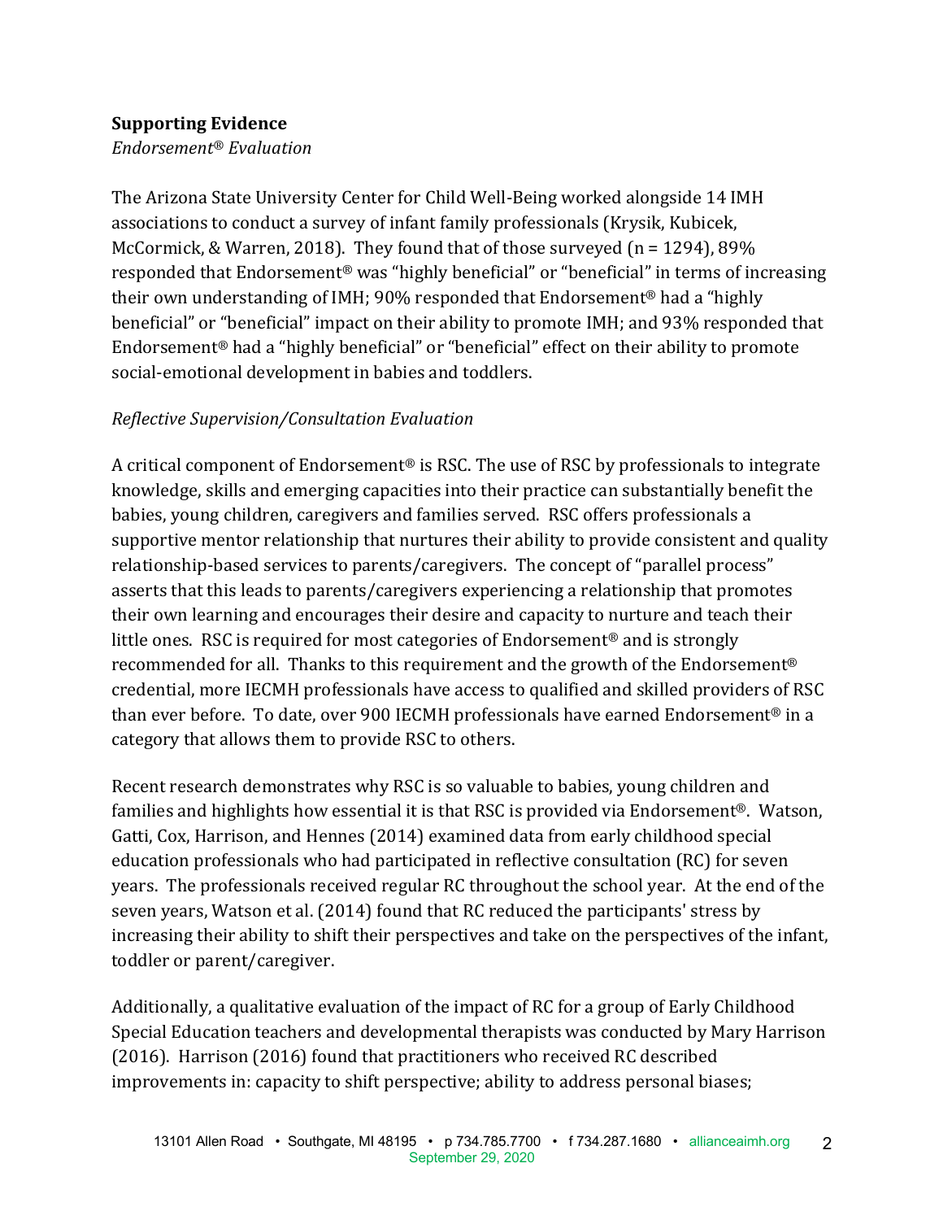**Supporting Evidence**

*Endorsement® Evaluation*

The Arizona State University Center for Child Well-Being worked alongside 14 IMH associations to conduct a survey of infant family professionals (Krysik, Kubicek, McCormick, & Warren, 2018). They found that of those surveyed (n = 1294), 89% responded that Endorsement® was "highly beneficial" or "beneficial" in terms of increasing their own understanding of IMH; 90% responded that Endorsement® had a "highly beneficial" or "beneficial" impact on their ability to promote IMH; and 93% responded that Endorsement® had a "highly beneficial" or "beneficial" effect on their ability to promote social-emotional development in babies and toddlers.

*Reflective Supervision/Consultation Evaluation*

A critical component of Endorsement® is RSC. The use of RSC by professionals to integrate knowledge, skills and emerging capacities into their practice can substantially benefit the babies, young children, caregivers and families served. RSC offers professionals a supportive mentor relationship that nurtures their ability to provide consistent and quality relationship-based services to parents/caregivers. The concept of "parallel process" asserts that this leads to parents/caregivers experiencing a relationship that promotes their own learning and encourages their desire and capacity to nurture and teach their little ones. RSC is required for most categories of Endorsement® and is strongly recommended for all. Thanks to this requirement and the growth of the Endorsement® credential, more IECMH professionals have access to qualified and skilled providers of RSC than ever before. To date, over 900 IECMH professionals have earned Endorsement® in a category that allows them to provide RSC to others.

Recent research demonstrates why RSC is so valuable to babies, young children and families and highlights how essential it is that RSC is provided via Endorsement®. Watson, Gatti, Cox, Harrison, and Hennes (2014) examined data from early childhood special education professionals who had participated in reflective consultation (RC) for seven years. The professionals received regular RC throughout the school year. At the end of the seven years, Watson et al. (2014) found that RC reduced the participants' stress by increasing their ability to shift their perspectives and take on the perspectives of the infant, toddler or parent/caregiver.

Additionally, a qualitative evaluation of the impact of RC for a group of Early Childhood Special Education teachers and developmental therapists was conducted by Mary Harrison (2016). Harrison (2016) found that practitioners who received RC described improvements in: capacity to shift perspective; ability to address personal biases;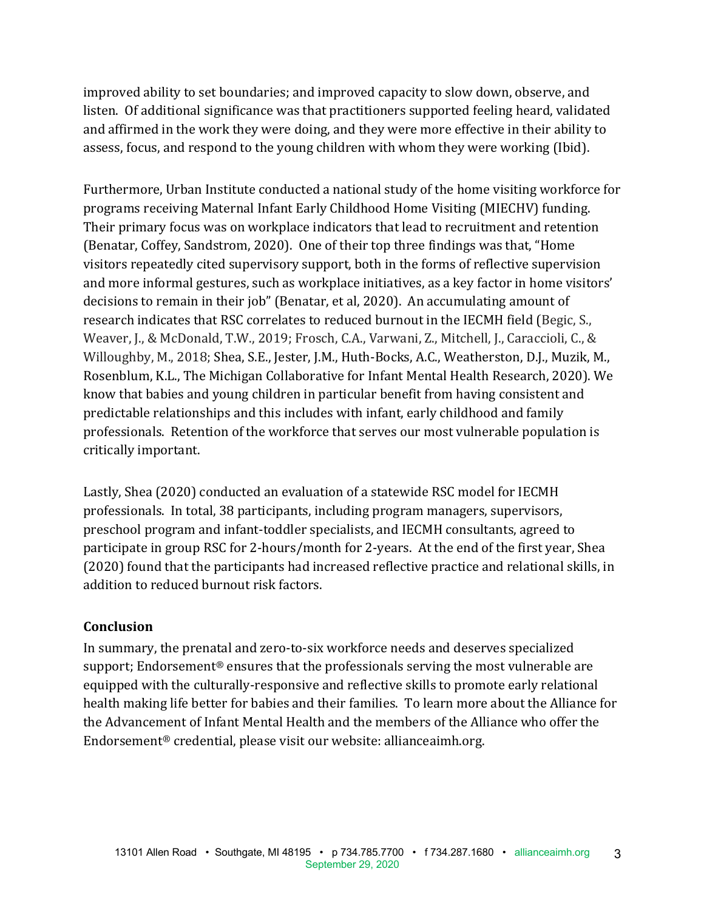improved ability to set boundaries; and improved capacity to slow down, observe, and listen. Of additional significance was that practitioners supported feeling heard, validated and affirmed in the work they were doing, and they were more effective in their ability to assess, focus, and respond to the young children with whom they were working (Ibid).

Furthermore, Urban Institute conducted a national study of the home visiting workforce for programs receiving Maternal Infant Early Childhood Home Visiting (MIECHV) funding. Their primary focus was on workplace indicators that lead to recruitment and retention (Benatar, Coffey, Sandstrom, 2020). One of their top three findings was that, "Home visitors repeatedly cited supervisory support, both in the forms of reflective supervision and more informal gestures, such as workplace initiatives, as a key factor in home visitors' decisions to remain in their job" (Benatar, et al, 2020). An accumulating amount of research indicates that RSC correlates to reduced burnout in the IECMH field (Begic, S., Weaver, J., & McDonald, T.W., 2019; Frosch, C.A., Varwani, Z., Mitchell, J., Caraccioli, C., & Willoughby, M., 2018; Shea, S.E., Jester, J.M., Huth-Bocks, A.C., Weatherston, D.J., Muzik, M., Rosenblum, K.L., The Michigan Collaborative for Infant Mental Health Research, 2020). We know that babies and young children in particular benefit from having consistent and predictable relationships and this includes with infant, early childhood and family professionals. Retention of the workforce that serves our most vulnerable population is critically important.

Lastly, Shea (2020) conducted an evaluation of a statewide RSC model for IECMH professionals. In total, 38 participants, including program managers, supervisors, preschool program and infant-toddler specialists, and IECMH consultants, agreed to participate in group RSC for 2-hours/month for 2-years. At the end of the first year, Shea (2020) found that the participants had increased reflective practice and relational skills, in addition to reduced burnout risk factors.

**Conclusion**

In summary, the prenatal and zero-to-six workforce needs and deserves specialized support; Endorsement® ensures that the professionals serving the most vulnerable are equipped with the culturally-responsive and reflective skills to promote early relational health making life better for babies and their families. To learn more about the Alliance for the Advancement of Infant Mental Health and the members of the Alliance who offer the Endorsement® credential, please visit our website: allianceaimh.org.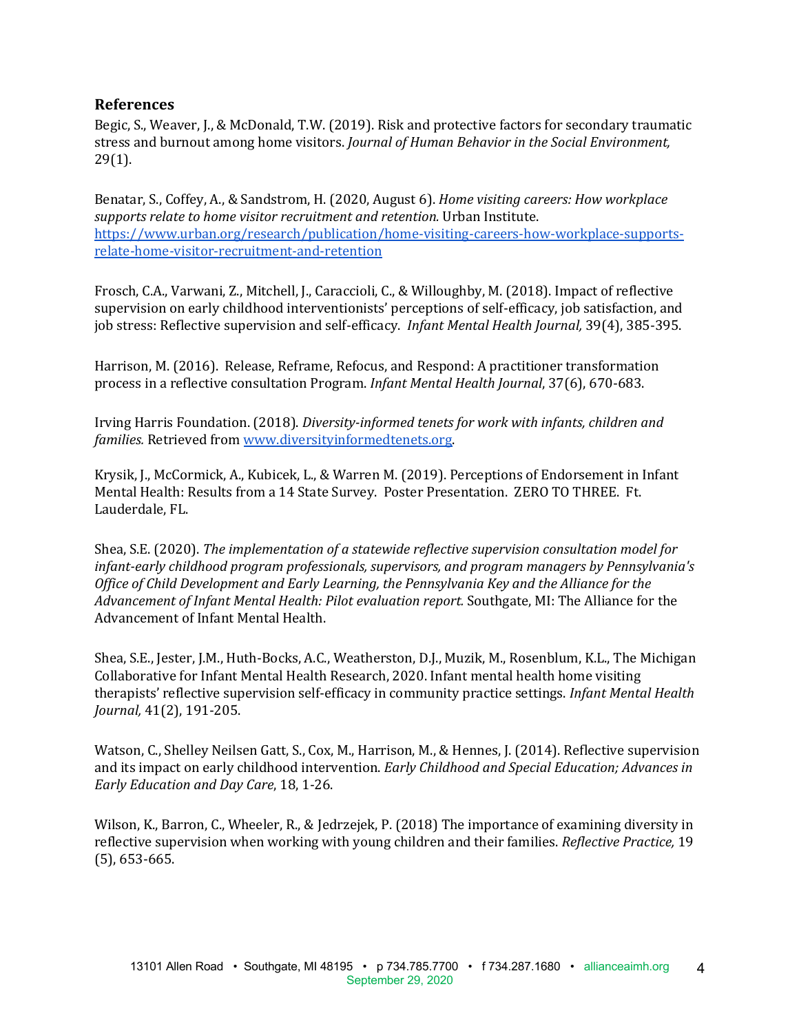## References

Begic, S., Weaver, J., & McDonald, T.W. (2019). Risk and protective factors for secondary traumatic stress and burnout among home visitors. *Journal of Human Behavior in the Social Environment,* 29(1).

Benatar, S., Coffey, A., & Sandstrom, H. (2020, August 6). *Home visiting careers: How workplace supports relate to home visitor recruitment and retention.* Urban Institute. [https://www.urban.org/research/publication/home-visiting-careers-how-workplace-supports-relate-home-visitor-recruitment-and-retention](https://www.urban.org/research/publication/home-visiting-careers-how-workplace-supports-relate-home-visitor-recruitment-and-retention)

Frosch, C.A., Varwani, Z., Mitchell, J., Caraccioli, C., & Willoughby, M. (2018). Impact of reflective supervision on early childhood interventionists' perceptions of self-efficacy, job satisfaction, and job stress: Reflective supervision and self-efficacy. *Infant Mental Health Journal,* 39(4), 385-395.

Harrison, M. (2016). Release, Reframe, Refocus, and Respond: A practitioner transformation process in a reflective consultation Program. *Infant Mental Health Journal*, 37(6), 670-683.

Irving Harris Foundation. (2018). *Diversity-informed tenets for work with infants, children and families.* Retrieved from [www.diversityinformedtenets.org](http://www.diversityinformedtenets.org).

Krysik, J., McCormick, A., Kubicek, L., & Warren M. (2019). Perceptions of Endorsement in Infant Mental Health: Results from a 14 State Survey. Poster Presentation. ZERO TO THREE. Ft. Lauderdale, FL.

Shea, S.E. (2020). *The implementation of a statewide reflective supervision consultation model for infant-early childhood program professionals, supervisors, and program managers by Pennsylvania's Office of Child Development and Early Learning, the Pennsylvania Key and the Alliance for the Advancement of Infant Mental Health: Pilot evaluation report.* Southgate, MI: The Alliance for the Advancement of Infant Mental Health.

Shea, S.E., Jester, J.M., Huth-Bocks, A.C., Weatherston, D.J., Muzik, M., Rosenblum, K.L., The Michigan Collaborative for Infant Mental Health Research, 2020. Infant mental health home visiting therapists' reflective supervision self-efficacy in community practice settings. *Infant Mental Health Journal,* 41(2), 191-205.

Watson, C., Shelley Neilsen Gatt, S., Cox, M., Harrison, M., & Hennes, J. (2014). Reflective supervision and its impact on early childhood intervention. *Early Childhood and Special Education; Advances in Early Education and Day Care*, 18, 1-26.

Wilson, K., Barron, C., Wheeler, R., & Jedrzejek, P. (2018) The importance of examining diversity in reflective supervision when working with young children and their families. *Reflective Practice,* 19 (5), 653-665.